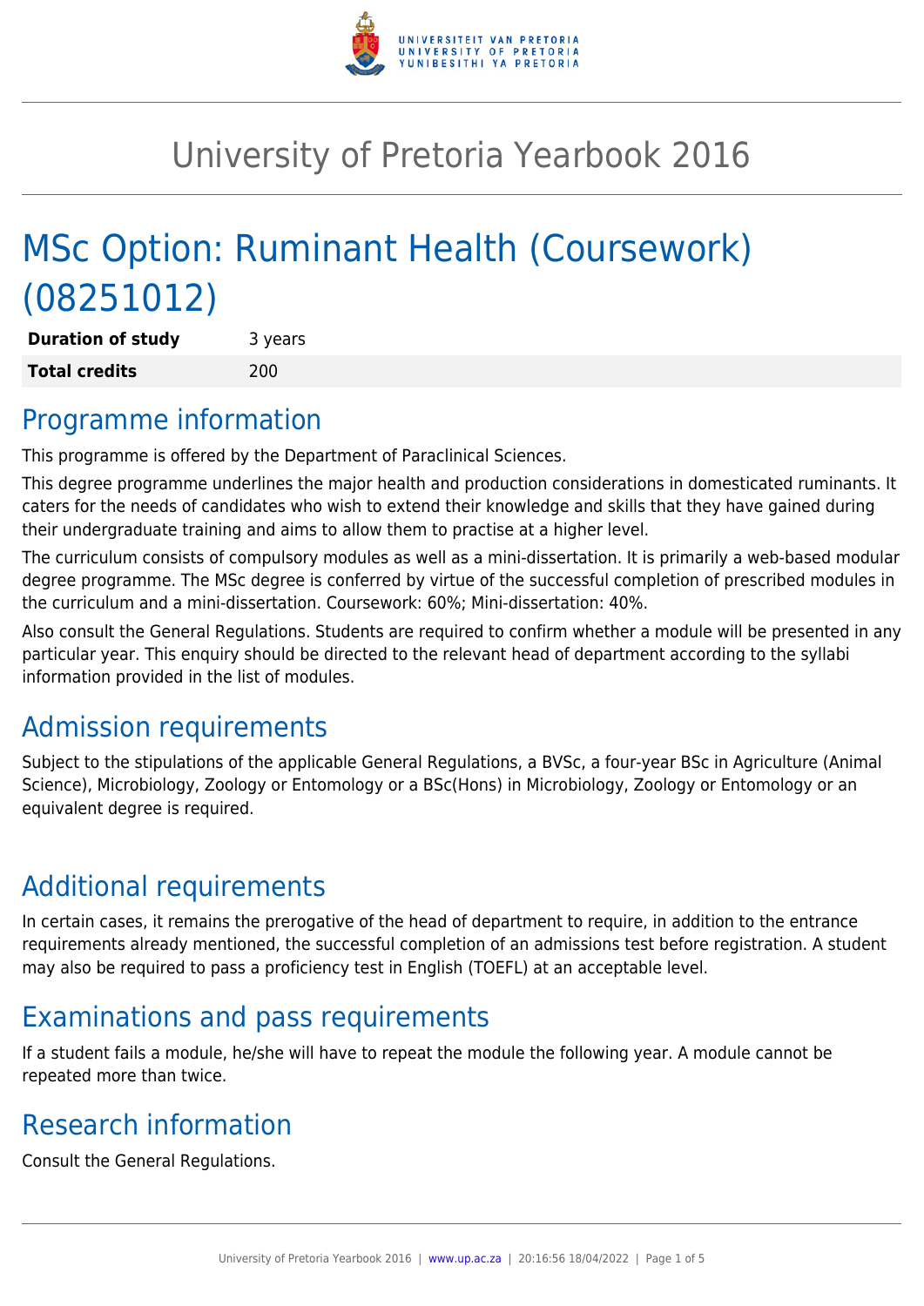# University of Pretoria Yearbook 2016

# MSc Option: Ruminant Health (Coursework) (08251012)

| **Duration of study** | 3 years |
|---|---|
| **Total credits** | 200 |

## Programme information

This programme is offered by the Department of Paraclinical Sciences.

This degree programme underlines the major health and production considerations in domesticated ruminants. It caters for the needs of candidates who wish to extend their knowledge and skills that they have gained during their undergraduate training and aims to allow them to practise at a higher level.

The curriculum consists of compulsory modules as well as a mini-dissertation. It is primarily a web-based modular degree programme. The MSc degree is conferred by virtue of the successful completion of prescribed modules in the curriculum and a mini-dissertation. Coursework: 60%; Mini-dissertation: 40%.

Also consult the General Regulations. Students are required to confirm whether a module will be presented in any particular year. This enquiry should be directed to the relevant head of department according to the syllabi information provided in the list of modules.

## Admission requirements

Subject to the stipulations of the applicable General Regulations, a BVSc, a four-year BSc in Agriculture (Animal Science), Microbiology, Zoology or Entomology or a BSc(Hons) in Microbiology, Zoology or Entomology or an equivalent degree is required.

## Additional requirements

In certain cases, it remains the prerogative of the head of department to require, in addition to the entrance requirements already mentioned, the successful completion of an admissions test before registration. A student may also be required to pass a proficiency test in English (TOEFL) at an acceptable level.

## Examinations and pass requirements

If a student fails a module, he/she will have to repeat the module the following year. A module cannot be repeated more than twice.

## Research information

Consult the General Regulations.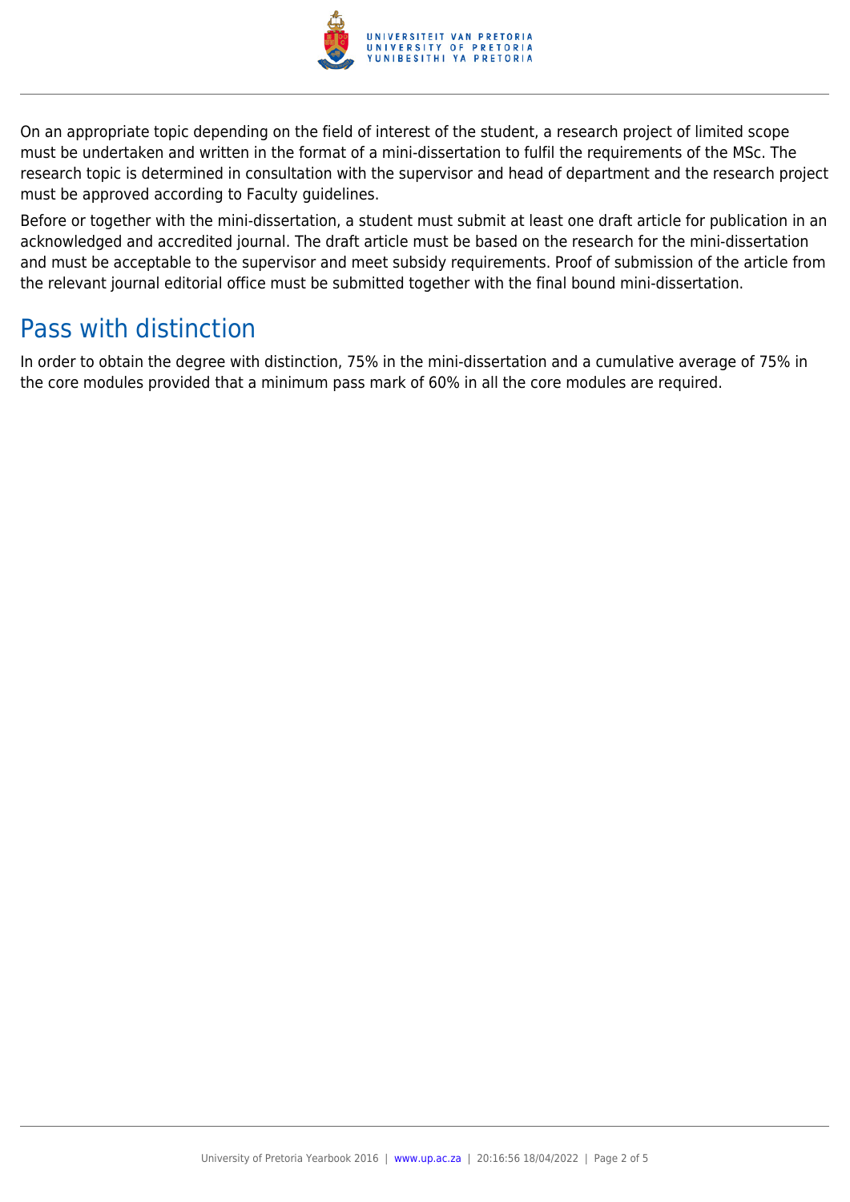On an appropriate topic depending on the field of interest of the student, a research project of limited scope must be undertaken and written in the format of a mini-dissertation to fulfil the requirements of the MSc. The research topic is determined in consultation with the supervisor and head of department and the research project must be approved according to Faculty guidelines.

Before or together with the mini-dissertation, a student must submit at least one draft article for publication in an acknowledged and accredited journal. The draft article must be based on the research for the mini-dissertation and must be acceptable to the supervisor and meet subsidy requirements. Proof of submission of the article from the relevant journal editorial office must be submitted together with the final bound mini-dissertation.

## Pass with distinction

In order to obtain the degree with distinction, 75% in the mini-dissertation and a cumulative average of 75% in the core modules provided that a minimum pass mark of 60% in all the core modules are required.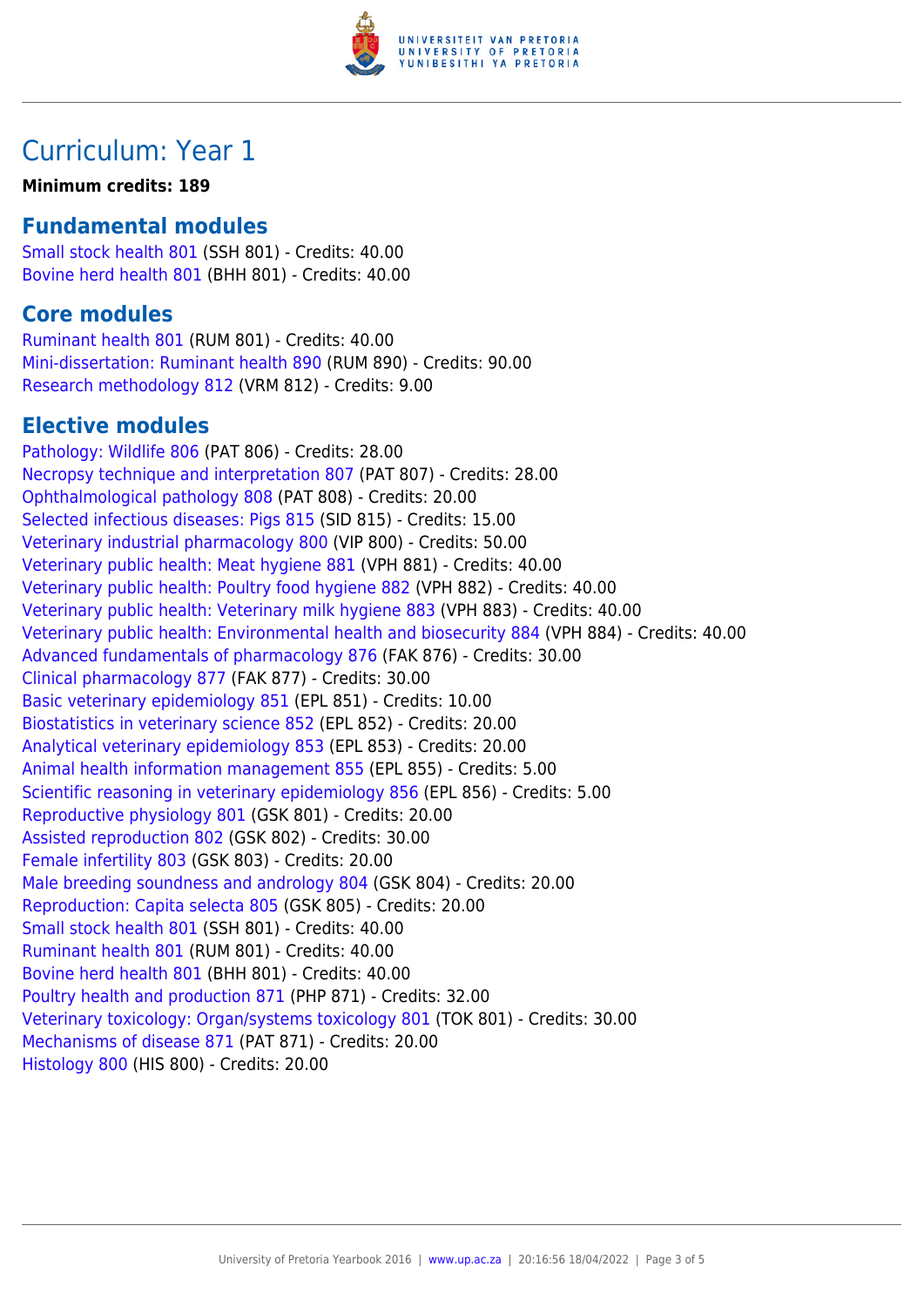# Curriculum: Year 1

**Minimum credits: 189**

## Fundamental modules

Small stock health 801 (SSH 801) - Credits: 40.00
Bovine herd health 801 (BHH 801) - Credits: 40.00

## Core modules

Ruminant health 801 (RUM 801) - Credits: 40.00
Mini-dissertation: Ruminant health 890 (RUM 890) - Credits: 90.00
Research methodology 812 (VRM 812) - Credits: 9.00

## Elective modules

Pathology: Wildlife 806 (PAT 806) - Credits: 28.00
Necropsy technique and interpretation 807 (PAT 807) - Credits: 28.00
Ophthalmological pathology 808 (PAT 808) - Credits: 20.00
Selected infectious diseases: Pigs 815 (SID 815) - Credits: 15.00
Veterinary industrial pharmacology 800 (VIP 800) - Credits: 50.00
Veterinary public health: Meat hygiene 881 (VPH 881) - Credits: 40.00
Veterinary public health: Poultry food hygiene 882 (VPH 882) - Credits: 40.00
Veterinary public health: Veterinary milk hygiene 883 (VPH 883) - Credits: 40.00
Veterinary public health: Environmental health and biosecurity 884 (VPH 884) - Credits: 40.00
Advanced fundamentals of pharmacology 876 (FAK 876) - Credits: 30.00
Clinical pharmacology 877 (FAK 877) - Credits: 30.00
Basic veterinary epidemiology 851 (EPL 851) - Credits: 10.00
Biostatistics in veterinary science 852 (EPL 852) - Credits: 20.00
Analytical veterinary epidemiology 853 (EPL 853) - Credits: 20.00
Animal health information management 855 (EPL 855) - Credits: 5.00
Scientific reasoning in veterinary epidemiology 856 (EPL 856) - Credits: 5.00
Reproductive physiology 801 (GSK 801) - Credits: 20.00
Assisted reproduction 802 (GSK 802) - Credits: 30.00
Female infertility 803 (GSK 803) - Credits: 20.00
Male breeding soundness and andrology 804 (GSK 804) - Credits: 20.00
Reproduction: Capita selecta 805 (GSK 805) - Credits: 20.00
Small stock health 801 (SSH 801) - Credits: 40.00
Ruminant health 801 (RUM 801) - Credits: 40.00
Bovine herd health 801 (BHH 801) - Credits: 40.00
Poultry health and production 871 (PHP 871) - Credits: 32.00
Veterinary toxicology: Organ/systems toxicology 801 (TOK 801) - Credits: 30.00
Mechanisms of disease 871 (PAT 871) - Credits: 20.00
Histology 800 (HIS 800) - Credits: 20.00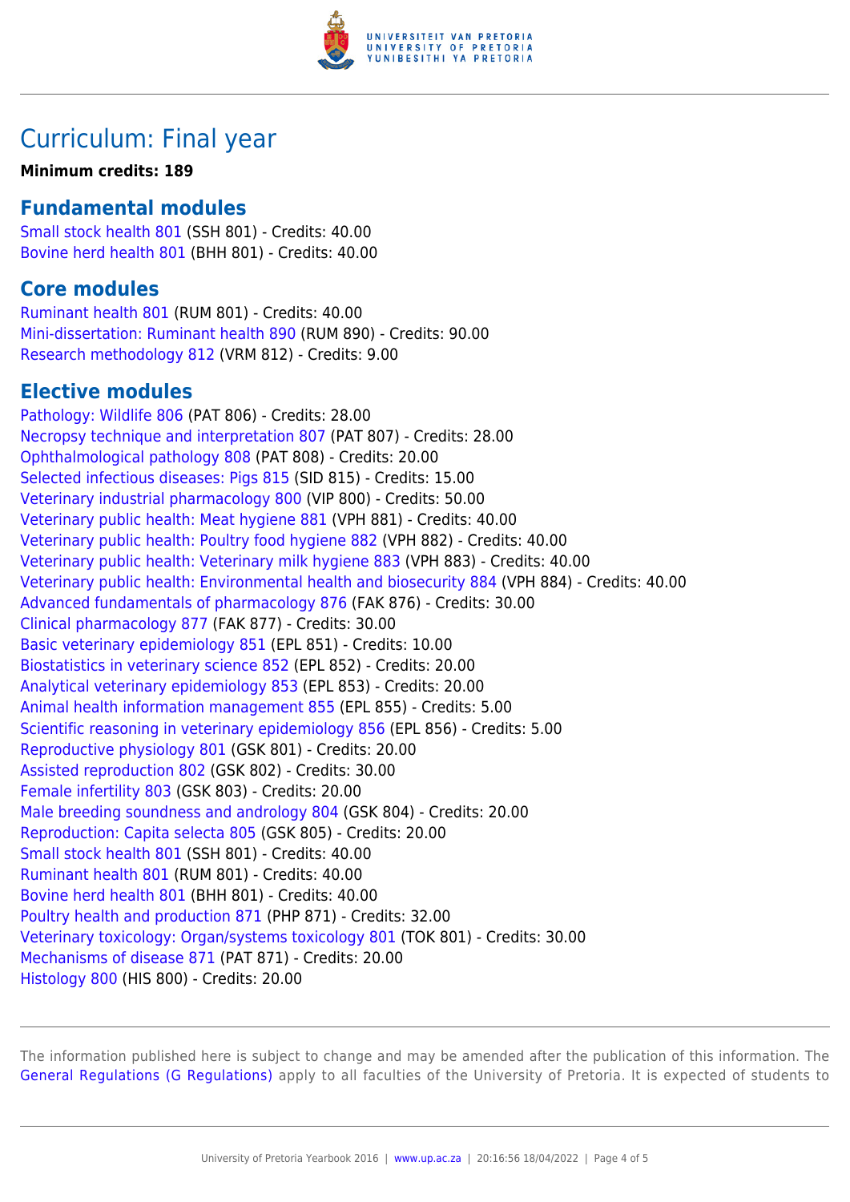## Curriculum: Final year

**Minimum credits: 189**

### Fundamental modules

Small stock health 801 (SSH 801) - Credits: 40.00
Bovine herd health 801 (BHH 801) - Credits: 40.00

### Core modules

Ruminant health 801 (RUM 801) - Credits: 40.00
Mini-dissertation: Ruminant health 890 (RUM 890) - Credits: 90.00
Research methodology 812 (VRM 812) - Credits: 9.00

### Elective modules

Pathology: Wildlife 806 (PAT 806) - Credits: 28.00
Necropsy technique and interpretation 807 (PAT 807) - Credits: 28.00
Ophthalmological pathology 808 (PAT 808) - Credits: 20.00
Selected infectious diseases: Pigs 815 (SID 815) - Credits: 15.00
Veterinary industrial pharmacology 800 (VIP 800) - Credits: 50.00
Veterinary public health: Meat hygiene 881 (VPH 881) - Credits: 40.00
Veterinary public health: Poultry food hygiene 882 (VPH 882) - Credits: 40.00
Veterinary public health: Veterinary milk hygiene 883 (VPH 883) - Credits: 40.00
Veterinary public health: Environmental health and biosecurity 884 (VPH 884) - Credits: 40.00
Advanced fundamentals of pharmacology 876 (FAK 876) - Credits: 30.00
Clinical pharmacology 877 (FAK 877) - Credits: 30.00
Basic veterinary epidemiology 851 (EPL 851) - Credits: 10.00
Biostatistics in veterinary science 852 (EPL 852) - Credits: 20.00
Analytical veterinary epidemiology 853 (EPL 853) - Credits: 20.00
Animal health information management 855 (EPL 855) - Credits: 5.00
Scientific reasoning in veterinary epidemiology 856 (EPL 856) - Credits: 5.00
Reproductive physiology 801 (GSK 801) - Credits: 20.00
Assisted reproduction 802 (GSK 802) - Credits: 30.00
Female infertility 803 (GSK 803) - Credits: 20.00
Male breeding soundness and andrology 804 (GSK 804) - Credits: 20.00
Reproduction: Capita selecta 805 (GSK 805) - Credits: 20.00
Small stock health 801 (SSH 801) - Credits: 40.00
Ruminant health 801 (RUM 801) - Credits: 40.00
Bovine herd health 801 (BHH 801) - Credits: 40.00
Poultry health and production 871 (PHP 871) - Credits: 32.00
Veterinary toxicology: Organ/systems toxicology 801 (TOK 801) - Credits: 30.00
Mechanisms of disease 871 (PAT 871) - Credits: 20.00
Histology 800 (HIS 800) - Credits: 20.00

The information published here is subject to change and may be amended after the publication of this information. The General Regulations (G Regulations) apply to all faculties of the University of Pretoria. It is expected of students to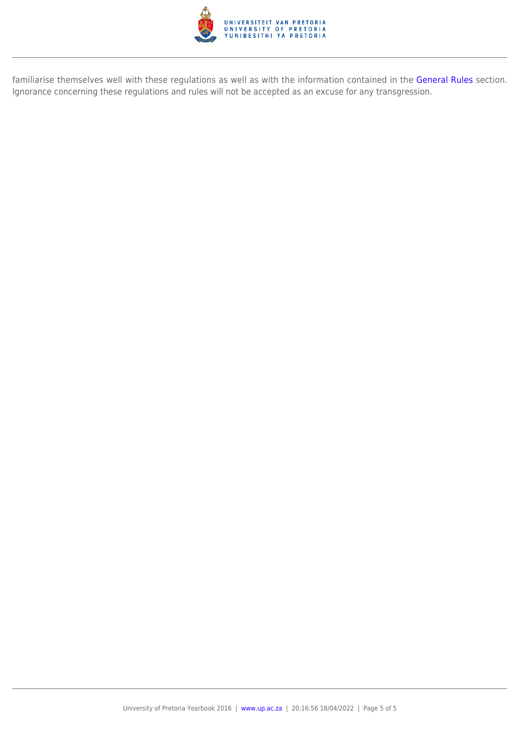familiarise themselves well with these regulations as well as with the information contained in the General Rules section. Ignorance concerning these regulations and rules will not be accepted as an excuse for any transgression.